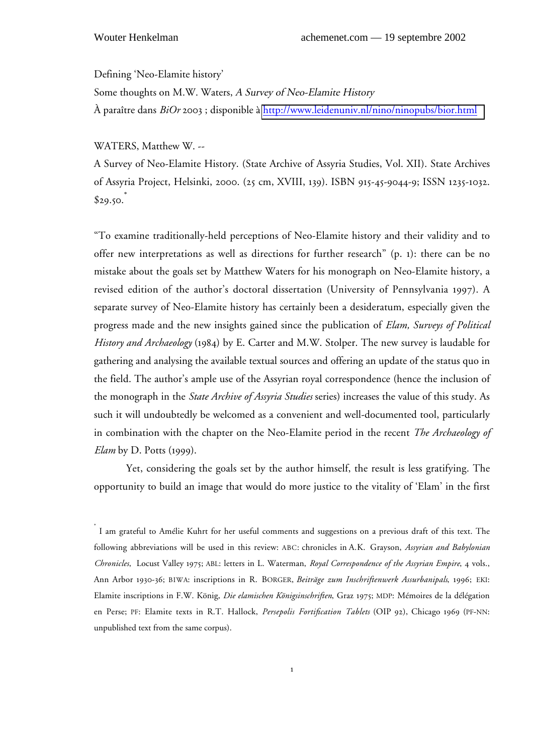Defining 'Neo-Elamite history'

Some thoughts on M.W. Waters, *A Survey of Neo-Elamite History*

À paraître dans *BiOr* 2003 ; disponible à http://www.leidenuniv.nl/nino/ninopubs/bior.html

WATERS, Matthew W. --

A Survey of Neo-Elamite History. (State Archive of Assyria Studies, Vol. XII). State Archives of Assyria Project, Helsinki, 2000. (25 cm, XVIII, 139). ISBN 915-45-9044-9; ISSN 1235-1032. $29.50.[*]

"To examine traditionally-held perceptions of Neo-Elamite history and their validity and to offer new interpretations as well as directions for further research" (p. 1): there can be no mistake about the goals set by Matthew Waters for his monograph on Neo-Elamite history, a revised edition of the author's doctoral dissertation (University of Pennsylvania 1997). A separate survey of Neo-Elamite history has certainly been a desideratum, especially given the progress made and the new insights gained since the publication of *Elam, Surveys of Political History and Archaeology* (1984) by E. Carter and M.W. Stolper. The new survey is laudable for gathering and analysing the available textual sources and offering an update of the status quo in the field. The author's ample use of the Assyrian royal correspondence (hence the inclusion of the monograph in the *State Archive of Assyria Studies* series) increases the value of this study. As such it will undoubtedly be welcomed as a convenient and well-documented tool, particularly in combination with the chapter on the Neo-Elamite period in the recent *The Archaeology of Elam* by D. Potts (1999).

Yet, considering the goals set by the author himself, the result is less gratifying. The opportunity to build an image that would do more justice to the vitality of 'Elam' in the first

[*] I am grateful to Amélie Kuhrt for her useful comments and suggestions on a previous draft of this text. The following abbreviations will be used in this review: ABC: chronicles in A.K. Grayson, *Assyrian and Babylonian Chronicles*, Locust Valley 1975; ABL: letters in L. Waterman, *Royal Correspondence of the Assyrian Empire*, 4 vols., Ann Arbor 1930-36; BIWA: inscriptions in R. BORGER, *Beiträge zum Inschriftenwerk Assurbanipals*, 1996; EKI: Elamite inscriptions in F.W. König, *Die elamischen Königsinschriften*, Graz 1975; MDP: Mémoires de la délégation en Perse; PF: Elamite texts in R.T. Hallock, *Persepolis Fortification Tablets* (OIP 92), Chicago 1969 (PF-NN: unpublished text from the same corpus).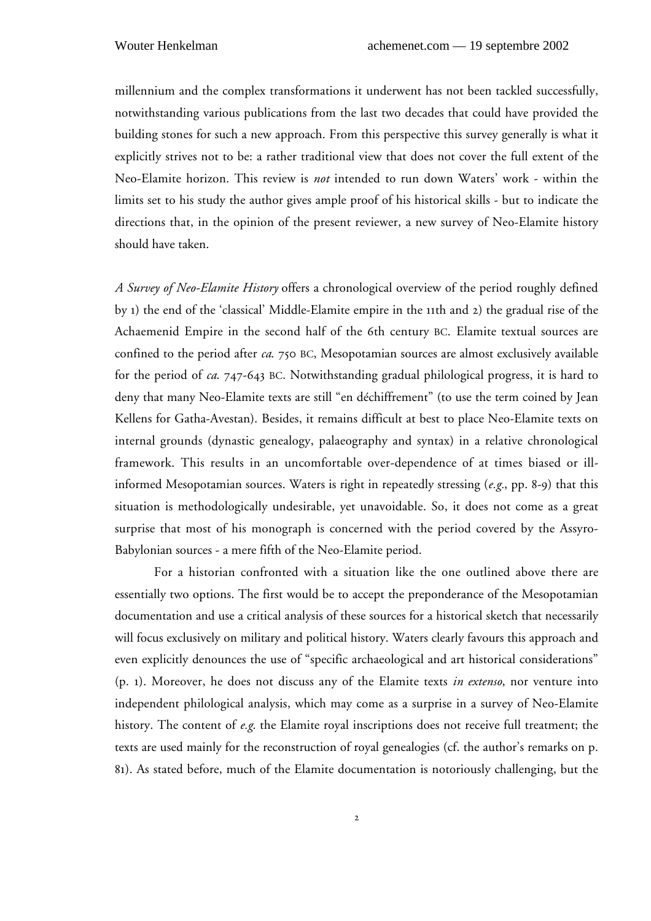millennium and the complex transformations it underwent has not been tackled successfully, notwithstanding various publications from the last two decades that could have provided the building stones for such a new approach. From this perspective this survey generally is what it explicitly strives not to be: a rather traditional view that does not cover the full extent of the Neo-Elamite horizon. This review is *not* intended to run down Waters' work - within the limits set to his study the author gives ample proof of his historical skills - but to indicate the directions that, in the opinion of the present reviewer, a new survey of Neo-Elamite history should have taken.

*A Survey of Neo-Elamite History* offers a chronological overview of the period roughly defined by 1) the end of the 'classical' Middle-Elamite empire in the 11th and 2) the gradual rise of the Achaemenid Empire in the second half of the 6th century BC. Elamite textual sources are confined to the period after *ca.* 750 BC, Mesopotamian sources are almost exclusively available for the period of *ca.* 747-643 BC. Notwithstanding gradual philological progress, it is hard to deny that many Neo-Elamite texts are still "en déchiffrement" (to use the term coined by Jean Kellens for Gatha-Avestan). Besides, it remains difficult at best to place Neo-Elamite texts on internal grounds (dynastic genealogy, palaeography and syntax) in a relative chronological framework. This results in an uncomfortable over-dependence of at times biased or ill-informed Mesopotamian sources. Waters is right in repeatedly stressing (*e.g.*, pp. 8-9) that this situation is methodologically undesirable, yet unavoidable. So, it does not come as a great surprise that most of his monograph is concerned with the period covered by the Assyro-Babylonian sources - a mere fifth of the Neo-Elamite period.

For a historian confronted with a situation like the one outlined above there are essentially two options. The first would be to accept the preponderance of the Mesopotamian documentation and use a critical analysis of these sources for a historical sketch that necessarily will focus exclusively on military and political history. Waters clearly favours this approach and even explicitly denounces the use of "specific archaeological and art historical considerations" (p. 1). Moreover, he does not discuss any of the Elamite texts *in extenso*, nor venture into independent philological analysis, which may come as a surprise in a survey of Neo-Elamite history. The content of *e.g.* the Elamite royal inscriptions does not receive full treatment; the texts are used mainly for the reconstruction of royal genealogies (cf. the author's remarks on p. 81). As stated before, much of the Elamite documentation is notoriously challenging, but the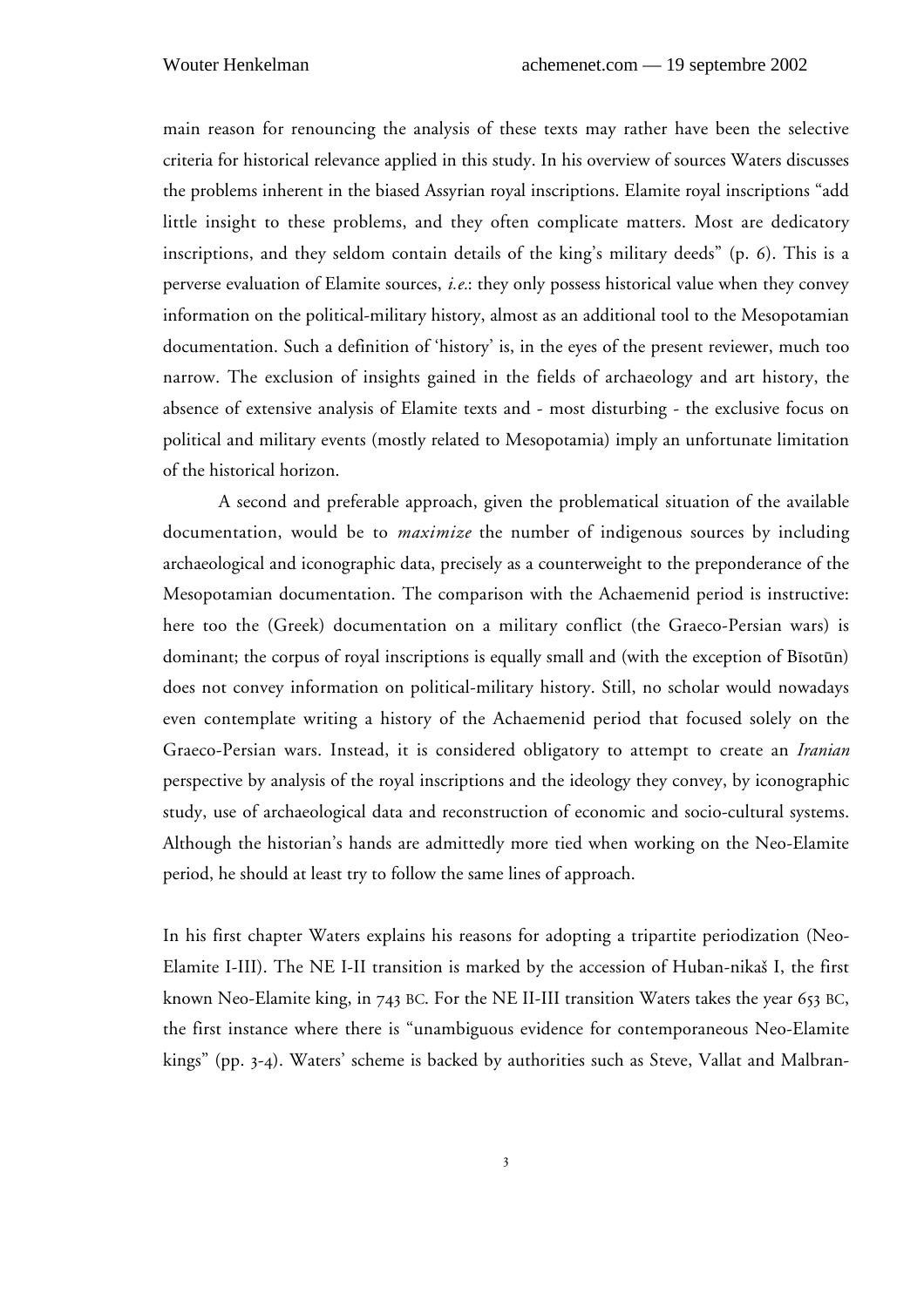main reason for renouncing the analysis of these texts may rather have been the selective criteria for historical relevance applied in this study. In his overview of sources Waters discusses the problems inherent in the biased Assyrian royal inscriptions. Elamite royal inscriptions "add little insight to these problems, and they often complicate matters. Most are dedicatory inscriptions, and they seldom contain details of the king's military deeds" (p. 6). This is a perverse evaluation of Elamite sources, *i.e.*: they only possess historical value when they convey information on the political-military history, almost as an additional tool to the Mesopotamian documentation. Such a definition of 'history' is, in the eyes of the present reviewer, much too narrow. The exclusion of insights gained in the fields of archaeology and art history, the absence of extensive analysis of Elamite texts and - most disturbing - the exclusive focus on political and military events (mostly related to Mesopotamia) imply an unfortunate limitation of the historical horizon.

A second and preferable approach, given the problematical situation of the available documentation, would be to *maximize* the number of indigenous sources by including archaeological and iconographic data, precisely as a counterweight to the preponderance of the Mesopotamian documentation. The comparison with the Achaemenid period is instructive: here too the (Greek) documentation on a military conflict (the Graeco-Persian wars) is dominant; the corpus of royal inscriptions is equally small and (with the exception of Bīsotūn) does not convey information on political-military history. Still, no scholar would nowadays even contemplate writing a history of the Achaemenid period that focused solely on the Graeco-Persian wars. Instead, it is considered obligatory to attempt to create an *Iranian* perspective by analysis of the royal inscriptions and the ideology they convey, by iconographic study, use of archaeological data and reconstruction of economic and socio-cultural systems. Although the historian's hands are admittedly more tied when working on the Neo-Elamite period, he should at least try to follow the same lines of approach.

In his first chapter Waters explains his reasons for adopting a tripartite periodization (Neo-Elamite I-III). The NE I-II transition is marked by the accession of Huban-nikaš I, the first known Neo-Elamite king, in 743 BC. For the NE II-III transition Waters takes the year 653 BC, the first instance where there is "unambiguous evidence for contemporaneous Neo-Elamite kings" (pp. 3-4). Waters' scheme is backed by authorities such as Steve, Vallat and Malbran-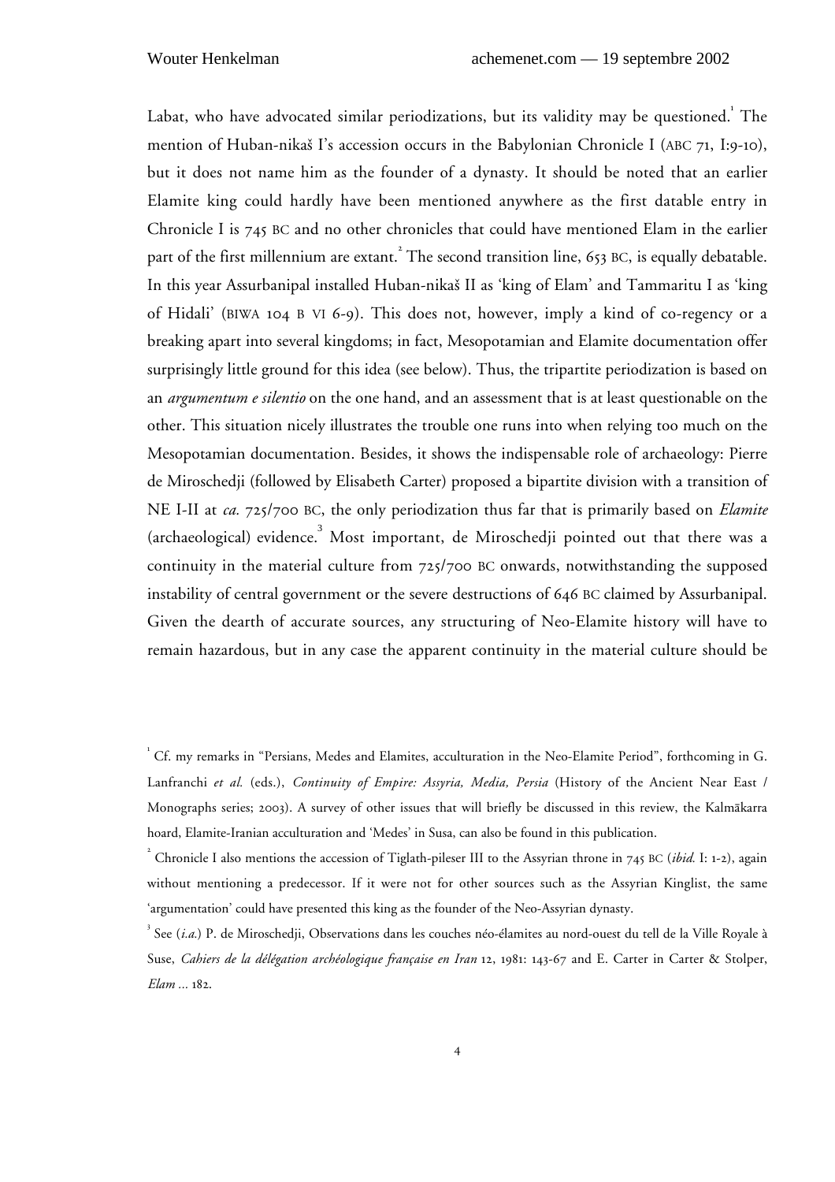Labat, who have advocated similar periodizations, but its validity may be questioned.[1] The mention of Huban-nikaš I's accession occurs in the Babylonian Chronicle I (ABC 71, I:9-10), but it does not name him as the founder of a dynasty. It should be noted that an earlier Elamite king could hardly have been mentioned anywhere as the first datable entry in Chronicle I is 745 BC and no other chronicles that could have mentioned Elam in the earlier part of the first millennium are extant.[2] The second transition line, 653 BC, is equally debatable. In this year Assurbanipal installed Huban-nikaš II as 'king of Elam' and Tammaritu I as 'king of Hidali' (BIWA 104 B VI 6-9). This does not, however, imply a kind of co-regency or a breaking apart into several kingdoms; in fact, Mesopotamian and Elamite documentation offer surprisingly little ground for this idea (see below). Thus, the tripartite periodization is based on an *argumentum e silentio* on the one hand, and an assessment that is at least questionable on the other. This situation nicely illustrates the trouble one runs into when relying too much on the Mesopotamian documentation. Besides, it shows the indispensable role of archaeology: Pierre de Miroschedji (followed by Elisabeth Carter) proposed a bipartite division with a transition of NE I-II at *ca.* 725/700 BC, the only periodization thus far that is primarily based on *Elamite* (archaeological) evidence.[3] Most important, de Miroschedji pointed out that there was a continuity in the material culture from 725/700 BC onwards, notwithstanding the supposed instability of central government or the severe destructions of 646 BC claimed by Assurbanipal. Given the dearth of accurate sources, any structuring of Neo-Elamite history will have to remain hazardous, but in any case the apparent continuity in the material culture should be

---

[1] Cf. my remarks in "Persians, Medes and Elamites, acculturation in the Neo-Elamite Period", forthcoming in G. Lanfranchi *et al.* (eds.), *Continuity of Empire: Assyria, Media, Persia* (History of the Ancient Near East / Monographs series; 2003). A survey of other issues that will briefly be discussed in this review, the Kalmākarra hoard, Elamite-Iranian acculturation and 'Medes' in Susa, can also be found in this publication.

[2] Chronicle I also mentions the accession of Tiglath-pileser III to the Assyrian throne in 745 BC (*ibid.* I: 1-2), again without mentioning a predecessor. If it were not for other sources such as the Assyrian Kinglist, the same 'argumentation' could have presented this king as the founder of the Neo-Assyrian dynasty.

[3] See (*i.a.*) P. de Miroschedji, Observations dans les couches néo-élamites au nord-ouest du tell de la Ville Royale à Suse, *Cahiers de la délégation archéologique française en Iran* 12, 1981: 143-67 and E. Carter in Carter & Stolper, *Elam ...* 182.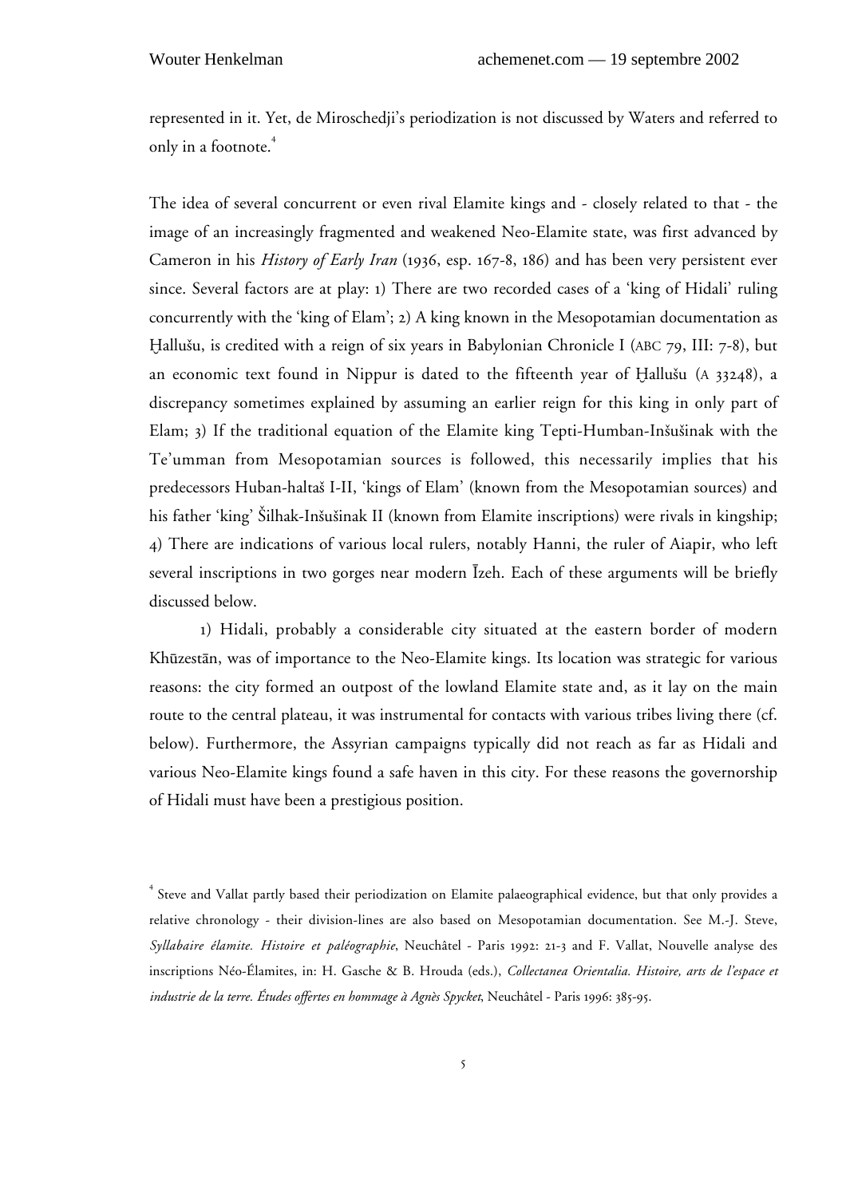represented in it. Yet, de Miroschedji's periodization is not discussed by Waters and referred to only in a footnote.[4]

The idea of several concurrent or even rival Elamite kings and - closely related to that - the image of an increasingly fragmented and weakened Neo-Elamite state, was first advanced by Cameron in his *History of Early Iran* (1936, esp. 167-8, 186) and has been very persistent ever since. Several factors are at play: 1) There are two recorded cases of a 'king of Hidali' ruling concurrently with the 'king of Elam'; 2) A king known in the Mesopotamian documentation as Ḫallušu, is credited with a reign of six years in Babylonian Chronicle I (ABC 79, III: 7-8), but an economic text found in Nippur is dated to the fifteenth year of Ḫallušu (A 33248), a discrepancy sometimes explained by assuming an earlier reign for this king in only part of Elam; 3) If the traditional equation of the Elamite king Tepti-Humban-Inšušinak with the Te'umman from Mesopotamian sources is followed, this necessarily implies that his predecessors Huban-haltaš I-II, 'kings of Elam' (known from the Mesopotamian sources) and his father 'king' Šilhak-Inšušinak II (known from Elamite inscriptions) were rivals in kingship; 4) There are indications of various local rulers, notably Hanni, the ruler of Aiapir, who left several inscriptions in two gorges near modern Īzeh. Each of these arguments will be briefly discussed below.

1) Hidali, probably a considerable city situated at the eastern border of modern Khūzestān, was of importance to the Neo-Elamite kings. Its location was strategic for various reasons: the city formed an outpost of the lowland Elamite state and, as it lay on the main route to the central plateau, it was instrumental for contacts with various tribes living there (cf. below). Furthermore, the Assyrian campaigns typically did not reach as far as Hidali and various Neo-Elamite kings found a safe haven in this city. For these reasons the governorship of Hidali must have been a prestigious position.

[4] Steve and Vallat partly based their periodization on Elamite palaeographical evidence, but that only provides a relative chronology - their division-lines are also based on Mesopotamian documentation. See M.-J. Steve, *Syllabaire élamite. Histoire et paléographie*, Neuchâtel - Paris 1992: 21-3 and F. Vallat, Nouvelle analyse des inscriptions Néo-Élamites, in: H. Gasche & B. Hrouda (eds.), *Collectanea Orientalia. Histoire, arts de l'espace et industrie de la terre. Études offertes en hommage à Agnès Spycket*, Neuchâtel - Paris 1996: 385-95.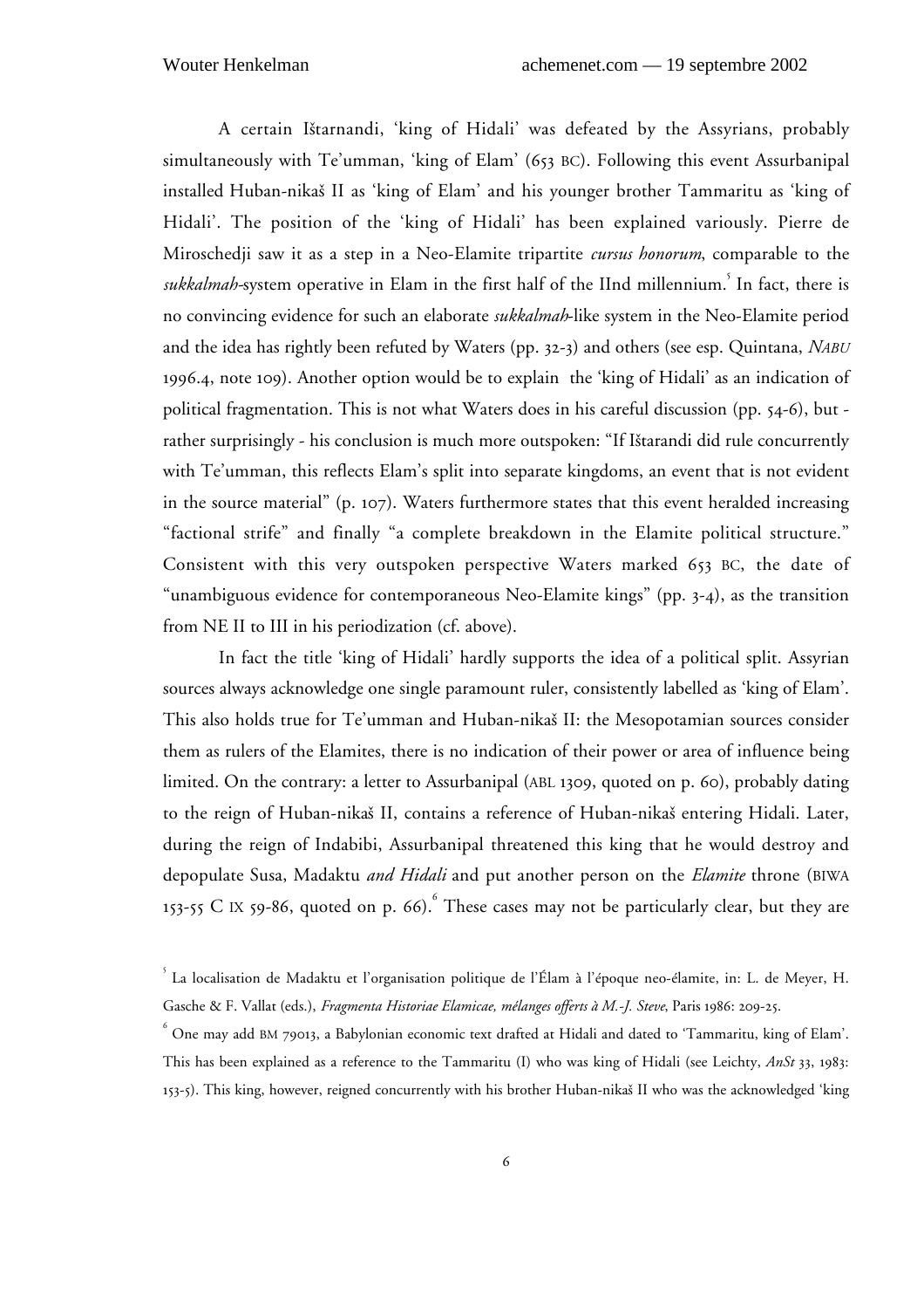A certain Ištarnandi, 'king of Hidali' was defeated by the Assyrians, probably simultaneously with Te'umman, 'king of Elam' (653 BC). Following this event Assurbanipal installed Huban-nikaš II as 'king of Elam' and his younger brother Tammaritu as 'king of Hidali'. The position of the 'king of Hidali' has been explained variously. Pierre de Miroschedji saw it as a step in a Neo-Elamite tripartite *cursus honorum*, comparable to the *sukkalmah*-system operative in Elam in the first half of the IInd millennium.[5] In fact, there is no convincing evidence for such an elaborate *sukkalmah*-like system in the Neo-Elamite period and the idea has rightly been refuted by Waters (pp. 32-3) and others (see esp. Quintana, *NABU* 1996.4, note 109). Another option would be to explain the 'king of Hidali' as an indication of political fragmentation. This is not what Waters does in his careful discussion (pp. 54-6), but - rather surprisingly - his conclusion is much more outspoken: "If Ištarandi did rule concurrently with Te'umman, this reflects Elam's split into separate kingdoms, an event that is not evident in the source material" (p. 107). Waters furthermore states that this event heralded increasing "factional strife" and finally "a complete breakdown in the Elamite political structure." Consistent with this very outspoken perspective Waters marked 653 BC, the date of "unambiguous evidence for contemporaneous Neo-Elamite kings" (pp. 3-4), as the transition from NE II to III in his periodization (cf. above).

In fact the title 'king of Hidali' hardly supports the idea of a political split. Assyrian sources always acknowledge one single paramount ruler, consistently labelled as 'king of Elam'. This also holds true for Te'umman and Huban-nikaš II: the Mesopotamian sources consider them as rulers of the Elamites, there is no indication of their power or area of influence being limited. On the contrary: a letter to Assurbanipal (ABL 1309, quoted on p. 60), probably dating to the reign of Huban-nikaš II, contains a reference of Huban-nikaš entering Hidali. Later, during the reign of Indabibi, Assurbanipal threatened this king that he would destroy and depopulate Susa, Madaktu *and Hidali* and put another person on the *Elamite* throne (BIWA 153-55 C IX 59-86, quoted on p. 66).[6] These cases may not be particularly clear, but they are

[5] La localisation de Madaktu et l'organisation politique de l'Élam à l'époque neo-élamite, in: L. de Meyer, H. Gasche & F. Vallat (eds.), *Fragmenta Historiae Elamicae, mélanges offerts à M.-J. Steve*, Paris 1986: 209-25.

[6] One may add BM 79013, a Babylonian economic text drafted at Hidali and dated to 'Tammaritu, king of Elam'. This has been explained as a reference to the Tammaritu (I) who was king of Hidali (see Leichty, *AnSt* 33, 1983: 153-5). This king, however, reigned concurrently with his brother Huban-nikaš II who was the acknowledged 'king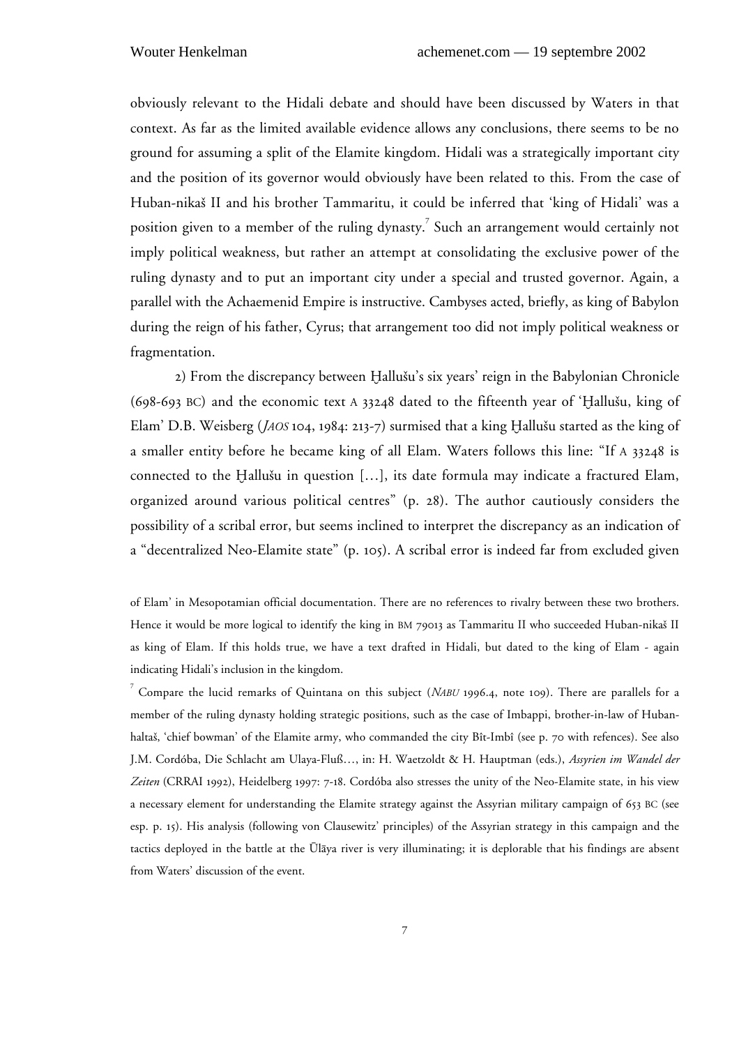obviously relevant to the Hidali debate and should have been discussed by Waters in that context. As far as the limited available evidence allows any conclusions, there seems to be no ground for assuming a split of the Elamite kingdom. Hidali was a strategically important city and the position of its governor would obviously have been related to this. From the case of Huban-nikaš II and his brother Tammaritu, it could be inferred that 'king of Hidali' was a position given to a member of the ruling dynasty.[7] Such an arrangement would certainly not imply political weakness, but rather an attempt at consolidating the exclusive power of the ruling dynasty and to put an important city under a special and trusted governor. Again, a parallel with the Achaemenid Empire is instructive. Cambyses acted, briefly, as king of Babylon during the reign of his father, Cyrus; that arrangement too did not imply political weakness or fragmentation.

2) From the discrepancy between Ḫallušu's six years' reign in the Babylonian Chronicle (698-693 BC) and the economic text A 33248 dated to the fifteenth year of 'Ḫallušu, king of Elam' D.B. Weisberg (*JAOS* 104, 1984: 213-7) surmised that a king Ḫallušu started as the king of a smaller entity before he became king of all Elam. Waters follows this line: "If A 33248 is connected to the Ḫallušu in question […], its date formula may indicate a fractured Elam, organized around various political centres" (p. 28). The author cautiously considers the possibility of a scribal error, but seems inclined to interpret the discrepancy as an indication of a "decentralized Neo-Elamite state" (p. 105). A scribal error is indeed far from excluded given

of Elam' in Mesopotamian official documentation. There are no references to rivalry between these two brothers. Hence it would be more logical to identify the king in BM 79013 as Tammaritu II who succeeded Huban-nikaš II as king of Elam. If this holds true, we have a text drafted in Hidali, but dated to the king of Elam - again indicating Hidali's inclusion in the kingdom.

[7] Compare the lucid remarks of Quintana on this subject (*NABU* 1996.4, note 109). There are parallels for a member of the ruling dynasty holding strategic positions, such as the case of Imbappi, brother-in-law of Huban-haltaš, 'chief bowman' of the Elamite army, who commanded the city Bît-Imbî (see p. 70 with refences). See also J.M. Cordóba, Die Schlacht am Ulaya-Fluß…, in: H. Waetzoldt & H. Hauptman (eds.), *Assyrien im Wandel der Zeiten* (CRRAI 1992), Heidelberg 1997: 7-18. Cordóba also stresses the unity of the Neo-Elamite state, in his view a necessary element for understanding the Elamite strategy against the Assyrian military campaign of 653 BC (see esp. p. 15). His analysis (following von Clausewitz' principles) of the Assyrian strategy in this campaign and the tactics deployed in the battle at the Ūlāya river is very illuminating; it is deplorable that his findings are absent from Waters' discussion of the event.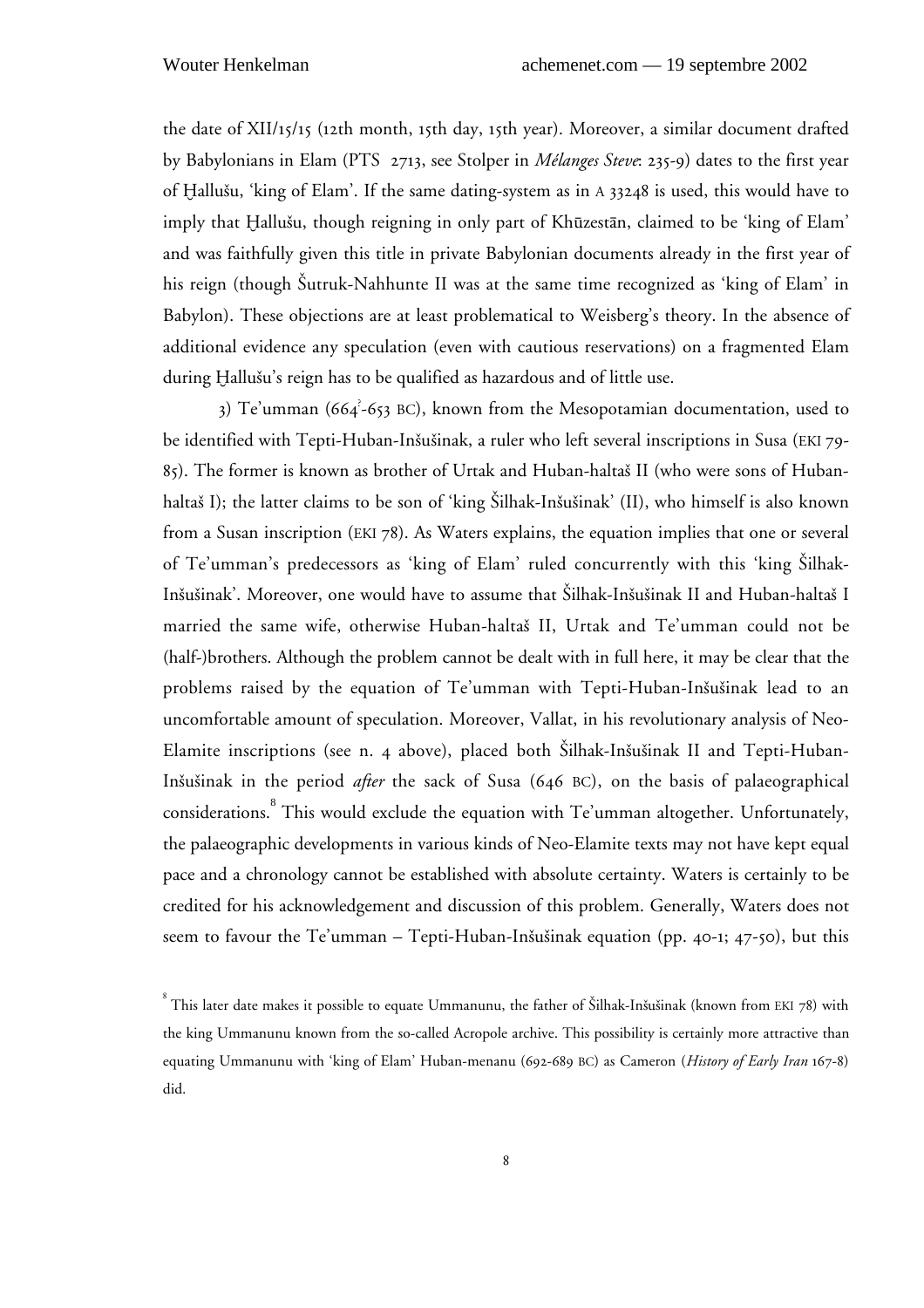the date of XII/15/15 (12th month, 15th day, 15th year). Moreover, a similar document drafted by Babylonians in Elam (PTS 2713, see Stolper in *Mélanges Steve*: 235-9) dates to the first year of Ḫallušu, 'king of Elam'. If the same dating-system as in A 33248 is used, this would have to imply that Ḫallušu, though reigning in only part of Khūzestān, claimed to be 'king of Elam' and was faithfully given this title in private Babylonian documents already in the first year of his reign (though Šutruk-Nahhunte II was at the same time recognized as 'king of Elam' in Babylon). These objections are at least problematical to Weisberg's theory. In the absence of additional evidence any speculation (even with cautious reservations) on a fragmented Elam during Ḫallušu's reign has to be qualified as hazardous and of little use.

3) Te'umman (664?-653 BC), known from the Mesopotamian documentation, used to be identified with Tepti-Huban-Inšušinak, a ruler who left several inscriptions in Susa (EKI 79-85). The former is known as brother of Urtak and Huban-haltaš II (who were sons of Huban-haltaš I); the latter claims to be son of 'king Šilhak-Inšušinak' (II), who himself is also known from a Susan inscription (EKI 78). As Waters explains, the equation implies that one or several of Te'umman's predecessors as 'king of Elam' ruled concurrently with this 'king Šilhak-Inšušinak'. Moreover, one would have to assume that Šilhak-Inšušinak II and Huban-haltaš I married the same wife, otherwise Huban-haltaš II, Urtak and Te'umman could not be (half-)brothers. Although the problem cannot be dealt with in full here, it may be clear that the problems raised by the equation of Te'umman with Tepti-Huban-Inšušinak lead to an uncomfortable amount of speculation. Moreover, Vallat, in his revolutionary analysis of Neo-Elamite inscriptions (see n. 4 above), placed both Šilhak-Inšušinak II and Tepti-Huban-Inšušinak in the period *after* the sack of Susa (646 BC), on the basis of palaeographical considerations.[8] This would exclude the equation with Te'umman altogether. Unfortunately, the palaeographic developments in various kinds of Neo-Elamite texts may not have kept equal pace and a chronology cannot be established with absolute certainty. Waters is certainly to be credited for his acknowledgement and discussion of this problem. Generally, Waters does not seem to favour the Te'umman – Tepti-Huban-Inšušinak equation (pp. 40-1; 47-50), but this

[8] This later date makes it possible to equate Ummanunu, the father of Šilhak-Inšušinak (known from EKI 78) with the king Ummanunu known from the so-called Acropole archive. This possibility is certainly more attractive than equating Ummanunu with 'king of Elam' Huban-menanu (692-689 BC) as Cameron (*History of Early Iran* 167-8) did.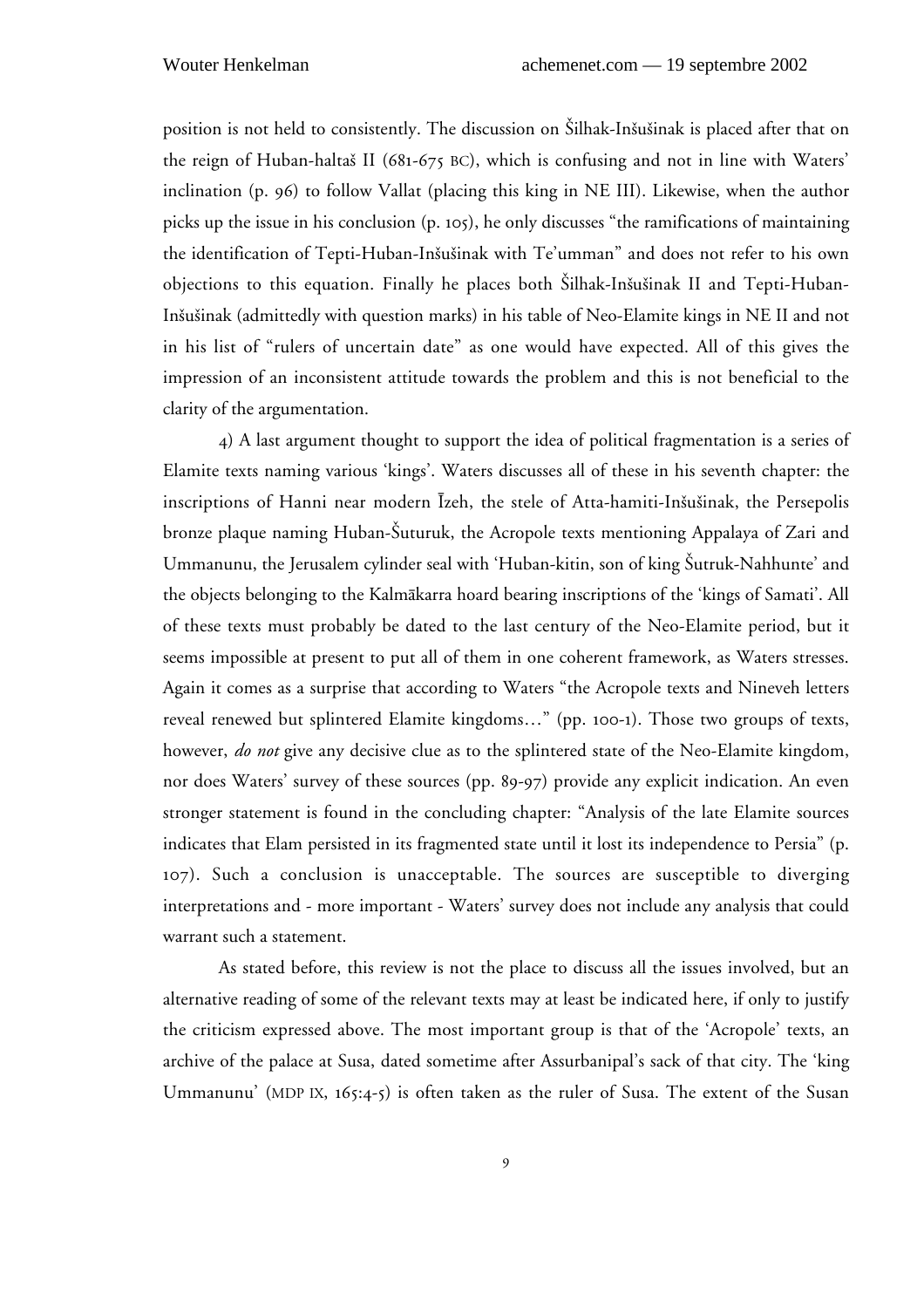position is not held to consistently. The discussion on Šilhak-Inšušinak is placed after that on the reign of Huban-haltaš II (681-675 BC), which is confusing and not in line with Waters' inclination (p. 96) to follow Vallat (placing this king in NE III). Likewise, when the author picks up the issue in his conclusion (p. 105), he only discusses "the ramifications of maintaining the identification of Tepti-Huban-Inšušinak with Te'umman" and does not refer to his own objections to this equation. Finally he places both Šilhak-Inšušinak II and Tepti-Huban-Inšušinak (admittedly with question marks) in his table of Neo-Elamite kings in NE II and not in his list of "rulers of uncertain date" as one would have expected. All of this gives the impression of an inconsistent attitude towards the problem and this is not beneficial to the clarity of the argumentation.

4) A last argument thought to support the idea of political fragmentation is a series of Elamite texts naming various 'kings'. Waters discusses all of these in his seventh chapter: the inscriptions of Hanni near modern Īzeh, the stele of Atta-hamiti-Inšušinak, the Persepolis bronze plaque naming Huban-Šuturuk, the Acropole texts mentioning Appalaya of Zari and Ummanunu, the Jerusalem cylinder seal with 'Huban-kitin, son of king Šutruk-Nahhunte' and the objects belonging to the Kalmākarra hoard bearing inscriptions of the 'kings of Samati'. All of these texts must probably be dated to the last century of the Neo-Elamite period, but it seems impossible at present to put all of them in one coherent framework, as Waters stresses. Again it comes as a surprise that according to Waters "the Acropole texts and Nineveh letters reveal renewed but splintered Elamite kingdoms…" (pp. 100-1). Those two groups of texts, however, *do not* give any decisive clue as to the splintered state of the Neo-Elamite kingdom, nor does Waters' survey of these sources (pp. 89-97) provide any explicit indication. An even stronger statement is found in the concluding chapter: "Analysis of the late Elamite sources indicates that Elam persisted in its fragmented state until it lost its independence to Persia" (p. 107). Such a conclusion is unacceptable. The sources are susceptible to diverging interpretations and - more important - Waters' survey does not include any analysis that could warrant such a statement.

As stated before, this review is not the place to discuss all the issues involved, but an alternative reading of some of the relevant texts may at least be indicated here, if only to justify the criticism expressed above. The most important group is that of the 'Acropole' texts, an archive of the palace at Susa, dated sometime after Assurbanipal's sack of that city. The 'king Ummanunu' (MDP IX, 165:4-5) is often taken as the ruler of Susa. The extent of the Susan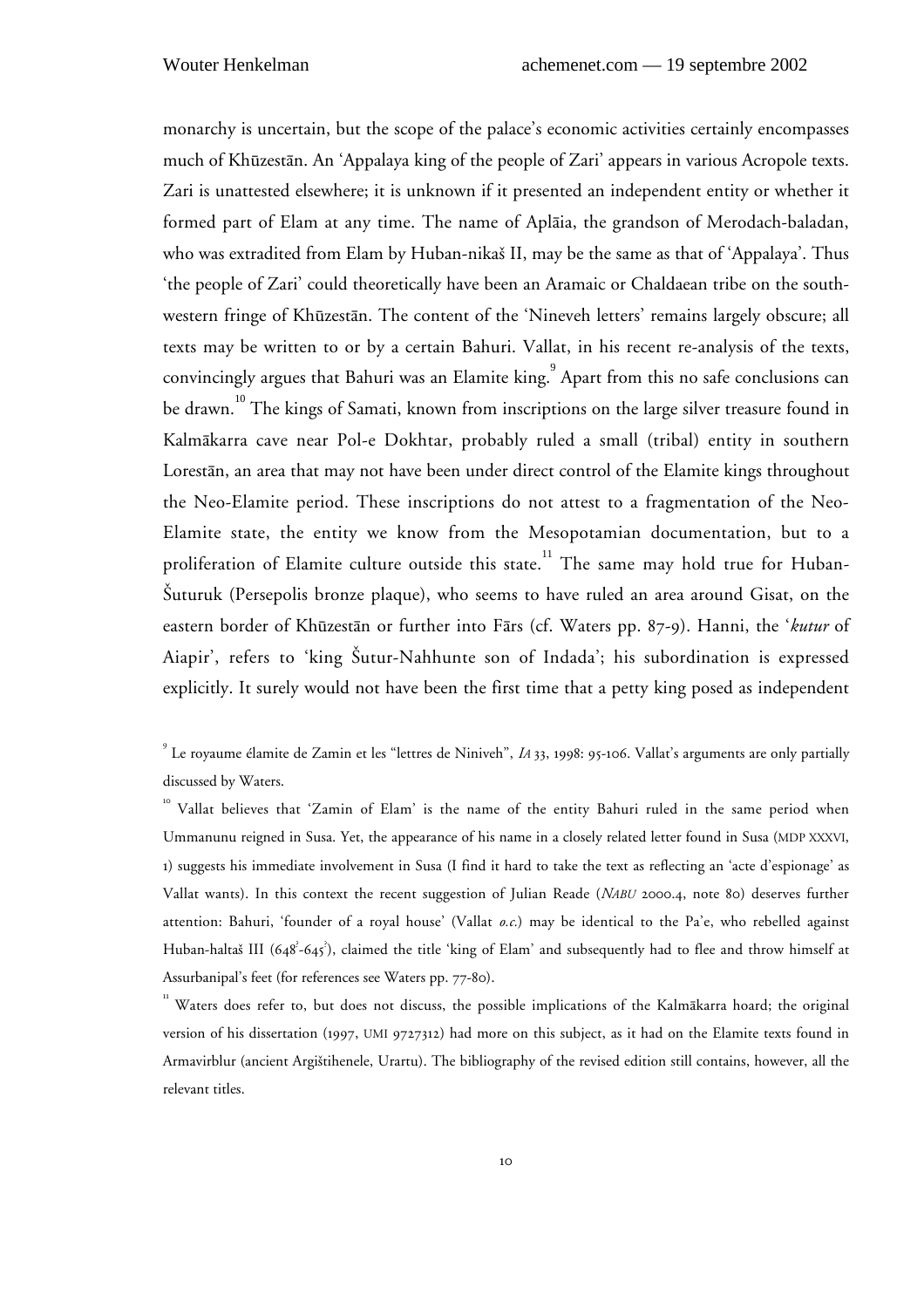monarchy is uncertain, but the scope of the palace's economic activities certainly encompasses much of Khūzestān. An 'Appalaya king of the people of Zari' appears in various Acropole texts. Zari is unattested elsewhere; it is unknown if it presented an independent entity or whether it formed part of Elam at any time. The name of Aplāia, the grandson of Merodach-baladan, who was extradited from Elam by Huban-nikaš II, may be the same as that of 'Appalaya'. Thus 'the people of Zari' could theoretically have been an Aramaic or Chaldaean tribe on the south-western fringe of Khūzestān. The content of the 'Nineveh letters' remains largely obscure; all texts may be written to or by a certain Bahuri. Vallat, in his recent re-analysis of the texts, convincingly argues that Bahuri was an Elamite king.[9] Apart from this no safe conclusions can be drawn.[10] The kings of Samati, known from inscriptions on the large silver treasure found in Kalmākarra cave near Pol-e Dokhtar, probably ruled a small (tribal) entity in southern Lorestān, an area that may not have been under direct control of the Elamite kings throughout the Neo-Elamite period. These inscriptions do not attest to a fragmentation of the Neo-Elamite state, the entity we know from the Mesopotamian documentation, but to a proliferation of Elamite culture outside this state.[11] The same may hold true for Huban-Šuturuk (Persepolis bronze plaque), who seems to have ruled an area around Gisat, on the eastern border of Khūzestān or further into Fārs (cf. Waters pp. 87-9). Hanni, the '*kutur* of Aiapir', refers to 'king Šutur-Nahhunte son of Indada'; his subordination is expressed explicitly. It surely would not have been the first time that a petty king posed as independent

[9] Le royaume élamite de Zamin et les "lettres de Niniveh", *IA* 33, 1998: 95-106. Vallat's arguments are only partially discussed by Waters.

[10] Vallat believes that 'Zamin of Elam' is the name of the entity Bahuri ruled in the same period when Ummanunu reigned in Susa. Yet, the appearance of his name in a closely related letter found in Susa (MDP XXXVI, 1) suggests his immediate involvement in Susa (I find it hard to take the text as reflecting an 'acte d'espionage' as Vallat wants). In this context the recent suggestion of Julian Reade (*NABU* 2000.4, note 80) deserves further attention: Bahuri, 'founder of a royal house' (Vallat *o.c.*) may be identical to the Pa'e, who rebelled against Huban-haltaš III (648?-645?), claimed the title 'king of Elam' and subsequently had to flee and throw himself at Assurbanipal's feet (for references see Waters pp. 77-80).

[11] Waters does refer to, but does not discuss, the possible implications of the Kalmākarra hoard; the original version of his dissertation (1997, UMI 9727312) had more on this subject, as it had on the Elamite texts found in Armavirblur (ancient Argištihenele, Urartu). The bibliography of the revised edition still contains, however, all the relevant titles.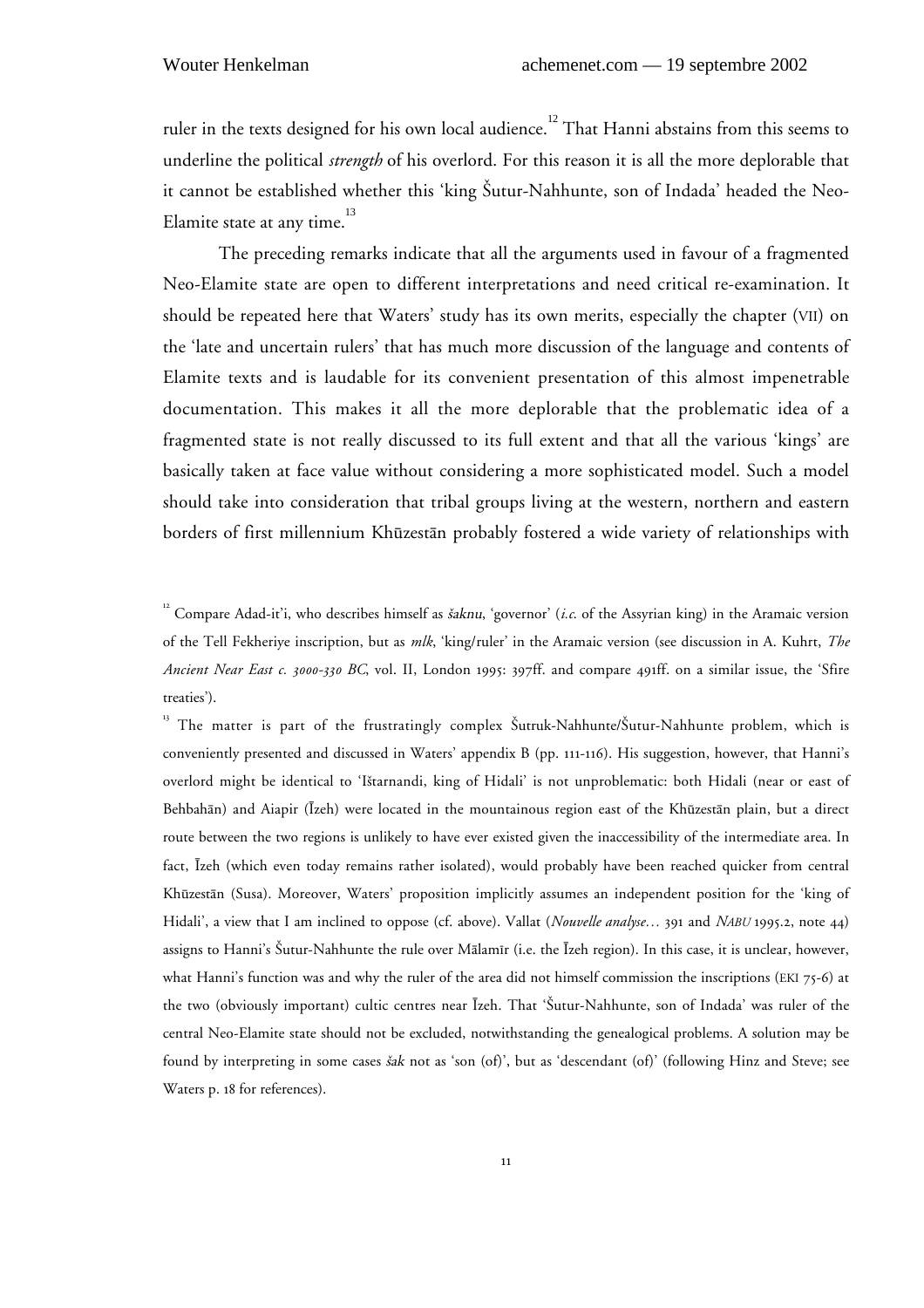ruler in the texts designed for his own local audience.[12] That Hanni abstains from this seems to underline the political *strength* of his overlord. For this reason it is all the more deplorable that it cannot be established whether this 'king Šutur-Nahhunte, son of Indada' headed the Neo-Elamite state at any time.[13]

The preceding remarks indicate that all the arguments used in favour of a fragmented Neo-Elamite state are open to different interpretations and need critical re-examination. It should be repeated here that Waters' study has its own merits, especially the chapter (VII) on the 'late and uncertain rulers' that has much more discussion of the language and contents of Elamite texts and is laudable for its convenient presentation of this almost impenetrable documentation. This makes it all the more deplorable that the problematic idea of a fragmented state is not really discussed to its full extent and that all the various 'kings' are basically taken at face value without considering a more sophisticated model. Such a model should take into consideration that tribal groups living at the western, northern and eastern borders of first millennium Khūzestān probably fostered a wide variety of relationships with

---

[12] Compare Adad-it'i, who describes himself as *šaknu*, 'governor' (*i.e.* of the Assyrian king) in the Aramaic version of the Tell Fekheriye inscription, but as *mlk*, 'king/ruler' in the Aramaic version (see discussion in A. Kuhrt, *The Ancient Near East c. 3000-330 BC*, vol. II, London 1995: 397ff. and compare 491ff. on a similar issue, the 'Sfire treaties').

[13] The matter is part of the frustratingly complex Šutruk-Nahhunte/Šutur-Nahhunte problem, which is conveniently presented and discussed in Waters' appendix B (pp. 111-116). His suggestion, however, that Hanni's overlord might be identical to 'Ištarnandi, king of Hidali' is not unproblematic: both Hidali (near or east of Behbahān) and Aiapir (Īzeh) were located in the mountainous region east of the Khūzestān plain, but a direct route between the two regions is unlikely to have ever existed given the inaccessibility of the intermediate area. In fact, Īzeh (which even today remains rather isolated), would probably have been reached quicker from central Khūzestān (Susa). Moreover, Waters' proposition implicitly assumes an independent position for the 'king of Hidali', a view that I am inclined to oppose (cf. above). Vallat (*Nouvelle analyse…* 391 and *NABU* 1995.2, note 44) assigns to Hanni's Šutur-Nahhunte the rule over Mālamīr (i.e. the Īzeh region). In this case, it is unclear, however, what Hanni's function was and why the ruler of the area did not himself commission the inscriptions (EKI 75-6) at the two (obviously important) cultic centres near Īzeh. That 'Šutur-Nahhunte, son of Indada' was ruler of the central Neo-Elamite state should not be excluded, notwithstanding the genealogical problems. A solution may be found by interpreting in some cases *šak* not as 'son (of)', but as 'descendant (of)' (following Hinz and Steve; see Waters p. 18 for references).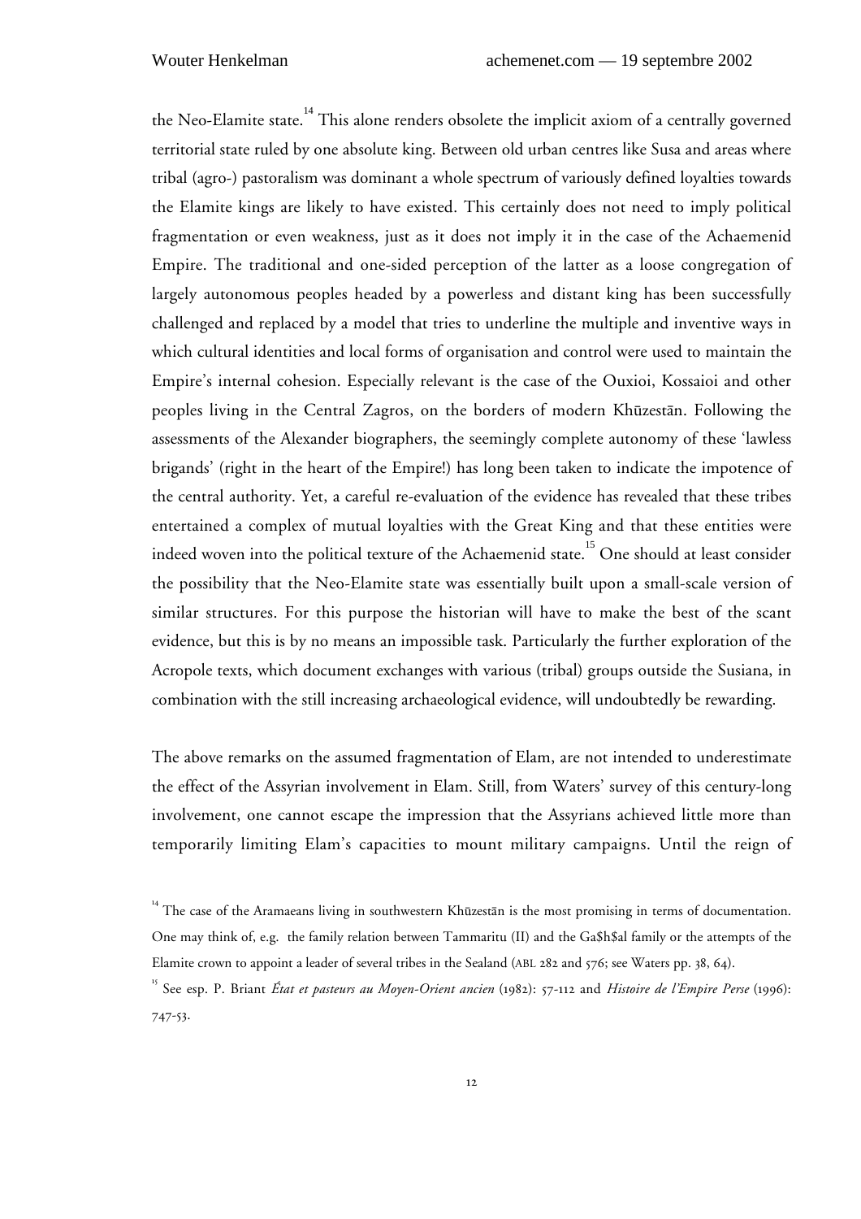the Neo-Elamite state.[14] This alone renders obsolete the implicit axiom of a centrally governed territorial state ruled by one absolute king. Between old urban centres like Susa and areas where tribal (agro-) pastoralism was dominant a whole spectrum of variously defined loyalties towards the Elamite kings are likely to have existed. This certainly does not need to imply political fragmentation or even weakness, just as it does not imply it in the case of the Achaemenid Empire. The traditional and one-sided perception of the latter as a loose congregation of largely autonomous peoples headed by a powerless and distant king has been successfully challenged and replaced by a model that tries to underline the multiple and inventive ways in which cultural identities and local forms of organisation and control were used to maintain the Empire's internal cohesion. Especially relevant is the case of the Ouxioi, Kossaioi and other peoples living in the Central Zagros, on the borders of modern Khūzestān. Following the assessments of the Alexander biographers, the seemingly complete autonomy of these 'lawless brigands' (right in the heart of the Empire!) has long been taken to indicate the impotence of the central authority. Yet, a careful re-evaluation of the evidence has revealed that these tribes entertained a complex of mutual loyalties with the Great King and that these entities were indeed woven into the political texture of the Achaemenid state.[15] One should at least consider the possibility that the Neo-Elamite state was essentially built upon a small-scale version of similar structures. For this purpose the historian will have to make the best of the scant evidence, but this is by no means an impossible task. Particularly the further exploration of the Acropole texts, which document exchanges with various (tribal) groups outside the Susiana, in combination with the still increasing archaeological evidence, will undoubtedly be rewarding.

The above remarks on the assumed fragmentation of Elam, are not intended to underestimate the effect of the Assyrian involvement in Elam. Still, from Waters' survey of this century-long involvement, one cannot escape the impression that the Assyrians achieved little more than temporarily limiting Elam's capacities to mount military campaigns. Until the reign of

[14] The case of the Aramaeans living in southwestern Khūzestān is the most promising in terms of documentation. One may think of, e.g. the family relation between Tammaritu (II) and the Ga$h$al family or the attempts of the Elamite crown to appoint a leader of several tribes in the Sealand (ABL 282 and 576; see Waters pp. 38, 64).

[15] See esp. P. Briant *État et pasteurs au Moyen-Orient ancien* (1982): 57-112 and *Histoire de l'Empire Perse* (1996): 747-53.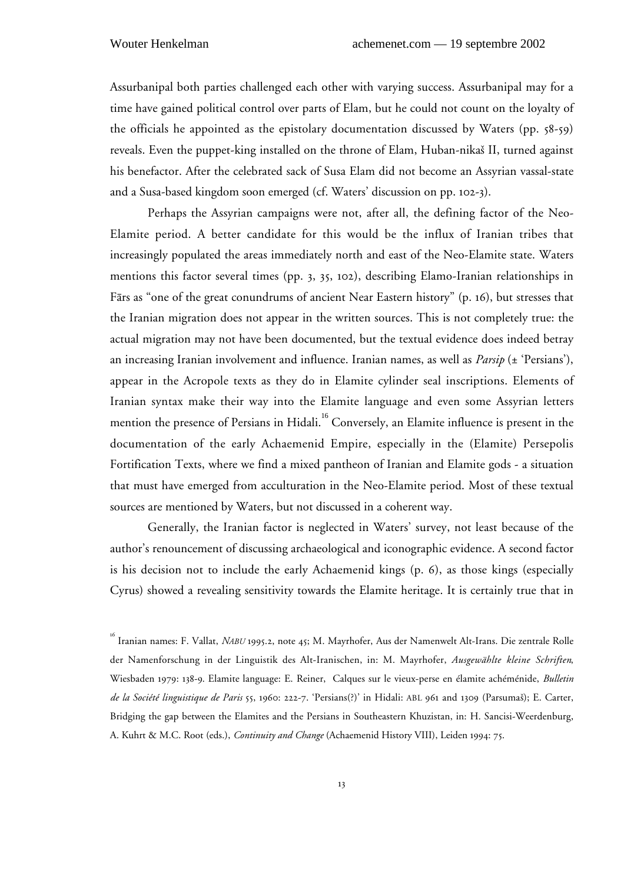Assurbanipal both parties challenged each other with varying success. Assurbanipal may for a time have gained political control over parts of Elam, but he could not count on the loyalty of the officials he appointed as the epistolary documentation discussed by Waters (pp. 58-59) reveals. Even the puppet-king installed on the throne of Elam, Huban-nikaš II, turned against his benefactor. After the celebrated sack of Susa Elam did not become an Assyrian vassal-state and a Susa-based kingdom soon emerged (cf. Waters' discussion on pp. 102-3).

Perhaps the Assyrian campaigns were not, after all, the defining factor of the Neo-Elamite period. A better candidate for this would be the influx of Iranian tribes that increasingly populated the areas immediately north and east of the Neo-Elamite state. Waters mentions this factor several times (pp. 3, 35, 102), describing Elamo-Iranian relationships in Fārs as "one of the great conundrums of ancient Near Eastern history" (p. 16), but stresses that the Iranian migration does not appear in the written sources. This is not completely true: the actual migration may not have been documented, but the textual evidence does indeed betray an increasing Iranian involvement and influence. Iranian names, as well as *Parsip* (± 'Persians'), appear in the Acropole texts as they do in Elamite cylinder seal inscriptions. Elements of Iranian syntax make their way into the Elamite language and even some Assyrian letters mention the presence of Persians in Hidali.[16] Conversely, an Elamite influence is present in the documentation of the early Achaemenid Empire, especially in the (Elamite) Persepolis Fortification Texts, where we find a mixed pantheon of Iranian and Elamite gods - a situation that must have emerged from acculturation in the Neo-Elamite period. Most of these textual sources are mentioned by Waters, but not discussed in a coherent way.

Generally, the Iranian factor is neglected in Waters' survey, not least because of the author's renouncement of discussing archaeological and iconographic evidence. A second factor is his decision not to include the early Achaemenid kings (p. 6), as those kings (especially Cyrus) showed a revealing sensitivity towards the Elamite heritage. It is certainly true that in

[16] Iranian names: F. Vallat, *NABU* 1995.2, note 45; M. Mayrhofer, Aus der Namenwelt Alt-Irans. Die zentrale Rolle der Namenforschung in der Linguistik des Alt-Iranischen, in: M. Mayrhofer, *Ausgewählte kleine Schriften*, Wiesbaden 1979: 138-9. Elamite language: E. Reiner, Calques sur le vieux-perse en élamite achéménide, *Bulletin de la Société linguistique de Paris* 55, 1960: 222-7. 'Persians(?)' in Hidali: ABL 961 and 1309 (Parsumaš); E. Carter, Bridging the gap between the Elamites and the Persians in Southeastern Khuzistan, in: H. Sancisi-Weerdenburg, A. Kuhrt & M.C. Root (eds.), *Continuity and Change* (Achaemenid History VIII), Leiden 1994: 75.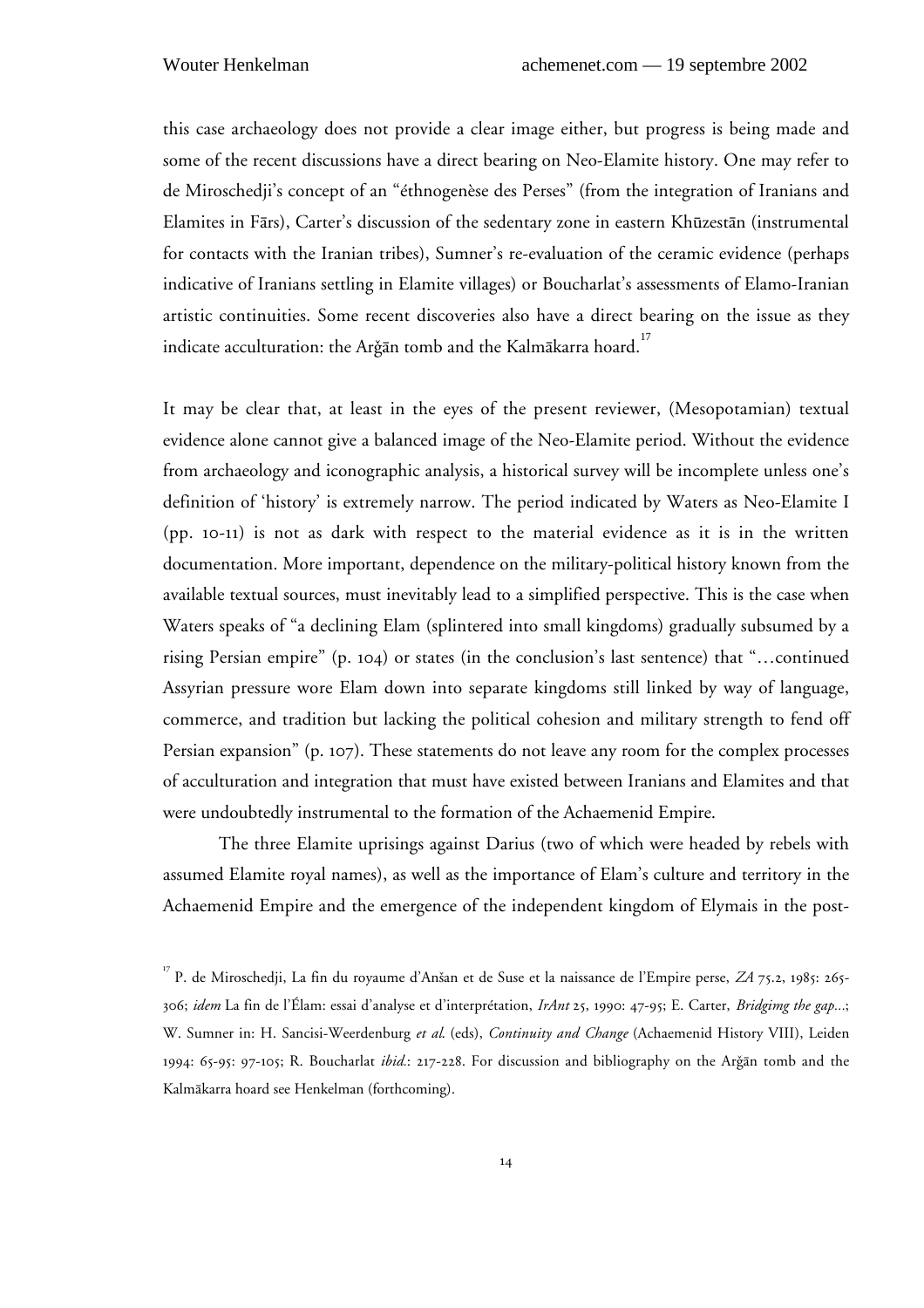this case archaeology does not provide a clear image either, but progress is being made and some of the recent discussions have a direct bearing on Neo-Elamite history. One may refer to de Miroschedji's concept of an "éthnogenèse des Perses" (from the integration of Iranians and Elamites in Fārs), Carter's discussion of the sedentary zone in eastern Khūzestān (instrumental for contacts with the Iranian tribes), Sumner's re-evaluation of the ceramic evidence (perhaps indicative of Iranians settling in Elamite villages) or Boucharlat's assessments of Elamo-Iranian artistic continuities. Some recent discoveries also have a direct bearing on the issue as they indicate acculturation: the Arǧān tomb and the Kalmākarra hoard.[17]

It may be clear that, at least in the eyes of the present reviewer, (Mesopotamian) textual evidence alone cannot give a balanced image of the Neo-Elamite period. Without the evidence from archaeology and iconographic analysis, a historical survey will be incomplete unless one's definition of 'history' is extremely narrow. The period indicated by Waters as Neo-Elamite I (pp. 10-11) is not as dark with respect to the material evidence as it is in the written documentation. More important, dependence on the military-political history known from the available textual sources, must inevitably lead to a simplified perspective. This is the case when Waters speaks of "a declining Elam (splintered into small kingdoms) gradually subsumed by a rising Persian empire" (p. 104) or states (in the conclusion's last sentence) that "…continued Assyrian pressure wore Elam down into separate kingdoms still linked by way of language, commerce, and tradition but lacking the political cohesion and military strength to fend off Persian expansion" (p. 107). These statements do not leave any room for the complex processes of acculturation and integration that must have existed between Iranians and Elamites and that were undoubtedly instrumental to the formation of the Achaemenid Empire.

The three Elamite uprisings against Darius (two of which were headed by rebels with assumed Elamite royal names), as well as the importance of Elam's culture and territory in the Achaemenid Empire and the emergence of the independent kingdom of Elymais in the post-

[17] P. de Miroschedji, La fin du royaume d'Anšan et de Suse et la naissance de l'Empire perse, *ZA* 75.2, 1985: 265-306; *idem* La fin de l'Élam: essai d'analyse et d'interprétation, *IrAnt* 25, 1990: 47-95; E. Carter, *Bridgimg the gap…*; W. Sumner in: H. Sancisi-Weerdenburg *et al.* (eds), *Continuity and Change* (Achaemenid History VIII), Leiden 1994: 65-95: 97-105; R. Boucharlat *ibid.*: 217-228. For discussion and bibliography on the Arǧān tomb and the Kalmākarra hoard see Henkelman (forthcoming).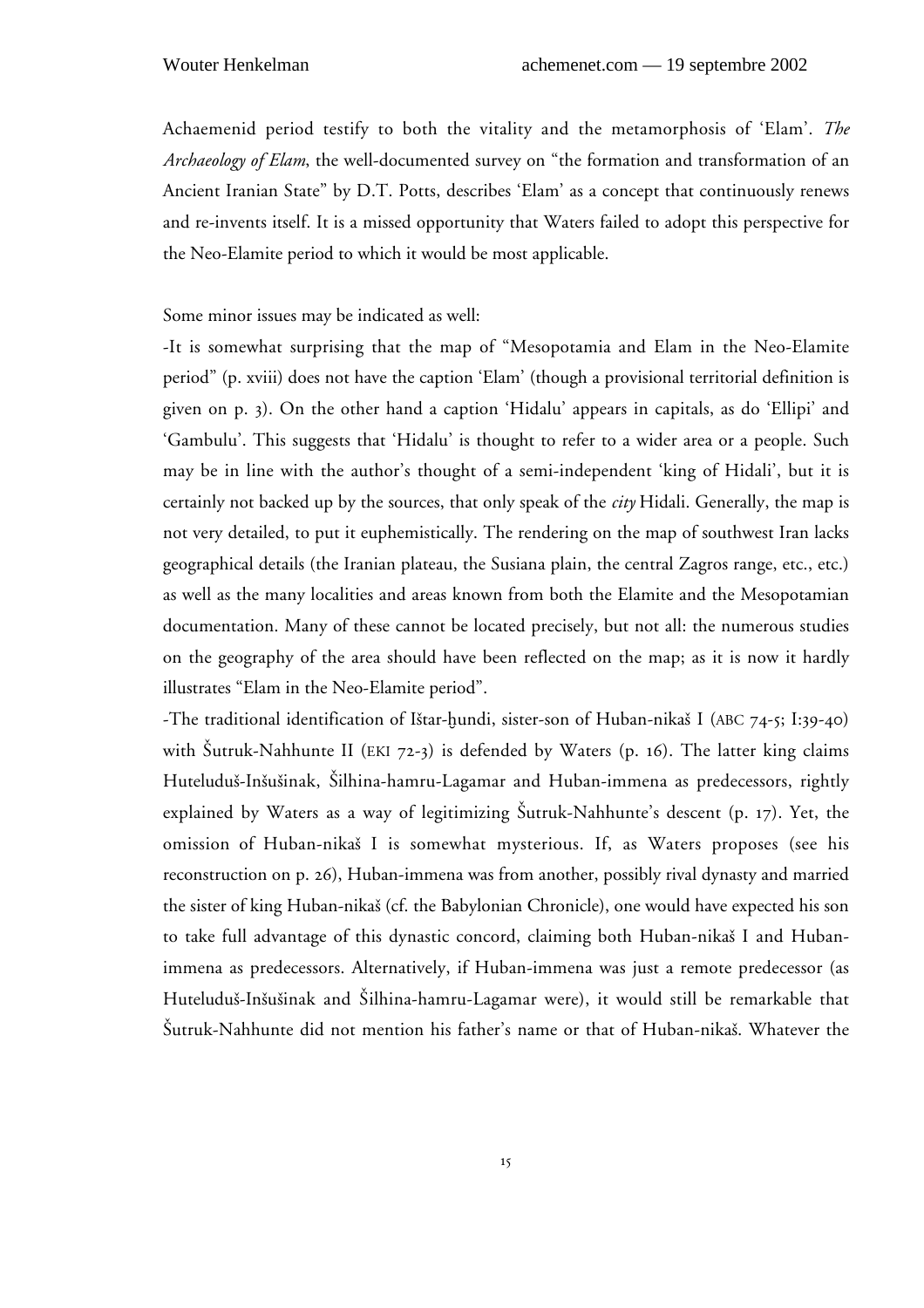Achaemenid period testify to both the vitality and the metamorphosis of 'Elam'. *The Archaeology of Elam*, the well-documented survey on "the formation and transformation of an Ancient Iranian State" by D.T. Potts, describes 'Elam' as a concept that continuously renews and re-invents itself. It is a missed opportunity that Waters failed to adopt this perspective for the Neo-Elamite period to which it would be most applicable.

Some minor issues may be indicated as well:

-It is somewhat surprising that the map of "Mesopotamia and Elam in the Neo-Elamite period" (p. xviii) does not have the caption 'Elam' (though a provisional territorial definition is given on p. 3). On the other hand a caption 'Hidalu' appears in capitals, as do 'Ellipi' and 'Gambulu'. This suggests that 'Hidalu' is thought to refer to a wider area or a people. Such may be in line with the author's thought of a semi-independent 'king of Hidali', but it is certainly not backed up by the sources, that only speak of the *city* Hidali. Generally, the map is not very detailed, to put it euphemistically. The rendering on the map of southwest Iran lacks geographical details (the Iranian plateau, the Susiana plain, the central Zagros range, etc., etc.) as well as the many localities and areas known from both the Elamite and the Mesopotamian documentation. Many of these cannot be located precisely, but not all: the numerous studies on the geography of the area should have been reflected on the map; as it is now it hardly illustrates "Elam in the Neo-Elamite period".

-The traditional identification of Ištar-ḫundi, sister-son of Huban-nikaš I (ABC 74-5; I:39-40) with Šutruk-Nahhunte II (EKI 72-3) is defended by Waters (p. 16). The latter king claims Huteluduš-Inšušinak, Šilhina-hamru-Lagamar and Huban-immena as predecessors, rightly explained by Waters as a way of legitimizing Šutruk-Nahhunte's descent (p. 17). Yet, the omission of Huban-nikaš I is somewhat mysterious. If, as Waters proposes (see his reconstruction on p. 26), Huban-immena was from another, possibly rival dynasty and married the sister of king Huban-nikaš (cf. the Babylonian Chronicle), one would have expected his son to take full advantage of this dynastic concord, claiming both Huban-nikaš I and Huban-immena as predecessors. Alternatively, if Huban-immena was just a remote predecessor (as Huteluduš-Inšušinak and Šilhina-hamru-Lagamar were), it would still be remarkable that Šutruk-Nahhunte did not mention his father's name or that of Huban-nikaš. Whatever the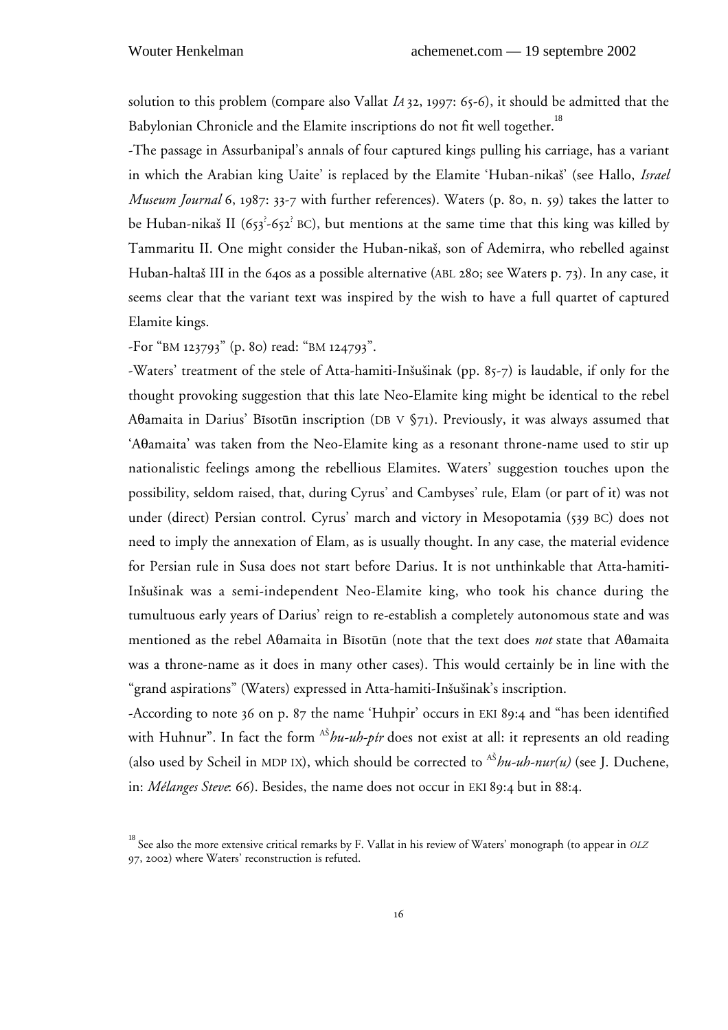solution to this problem (compare also Vallat *IA* 32, 1997: 65-6), it should be admitted that the Babylonian Chronicle and the Elamite inscriptions do not fit well together.[18]

-The passage in Assurbanipal's annals of four captured kings pulling his carriage, has a variant in which the Arabian king Uaite' is replaced by the Elamite 'Huban-nikaš' (see Hallo, *Israel Museum Journal* 6, 1987: 33-7 with further references). Waters (p. 80, n. 59) takes the latter to be Huban-nikaš II (653?-652? BC), but mentions at the same time that this king was killed by Tammaritu II. One might consider the Huban-nikaš, son of Ademirra, who rebelled against Huban-haltaš III in the 640s as a possible alternative (ABL 280; see Waters p. 73). In any case, it seems clear that the variant text was inspired by the wish to have a full quartet of captured Elamite kings.

-For "BM 123793" (p. 80) read: "BM 124793".

-Waters' treatment of the stele of Atta-hamiti-Inšušinak (pp. 85-7) is laudable, if only for the thought provoking suggestion that this late Neo-Elamite king might be identical to the rebel Aθamaita in Darius' Bīsotūn inscription (DB V §71). Previously, it was always assumed that 'Aθamaita' was taken from the Neo-Elamite king as a resonant throne-name used to stir up nationalistic feelings among the rebellious Elamites. Waters' suggestion touches upon the possibility, seldom raised, that, during Cyrus' and Cambyses' rule, Elam (or part of it) was not under (direct) Persian control. Cyrus' march and victory in Mesopotamia (539 BC) does not need to imply the annexation of Elam, as is usually thought. In any case, the material evidence for Persian rule in Susa does not start before Darius. It is not unthinkable that Atta-hamiti-Inšušinak was a semi-independent Neo-Elamite king, who took his chance during the tumultuous early years of Darius' reign to re-establish a completely autonomous state and was mentioned as the rebel Aθamaita in Bīsotūn (note that the text does *not* state that Aθamaita was a throne-name as it does in many other cases). This would certainly be in line with the "grand aspirations" (Waters) expressed in Atta-hamiti-Inšušinak's inscription.

-According to note 36 on p. 87 the name 'Huhpir' occurs in EKI 89:4 and "has been identified with Huhnur". In fact the form ${}^{AŠ}$*hu-uh-pír* does not exist at all: it represents an old reading (also used by Scheil in MDP IX), which should be corrected to ${}^{AŠ}$*hu-uh-nur(u)* (see J. Duchene, in: *Mélanges Steve*: 66). Besides, the name does not occur in EKI 89:4 but in 88:4.

[18] See also the more extensive critical remarks by F. Vallat in his review of Waters' monograph (to appear in *OLZ* 97, 2002) where Waters' reconstruction is refuted.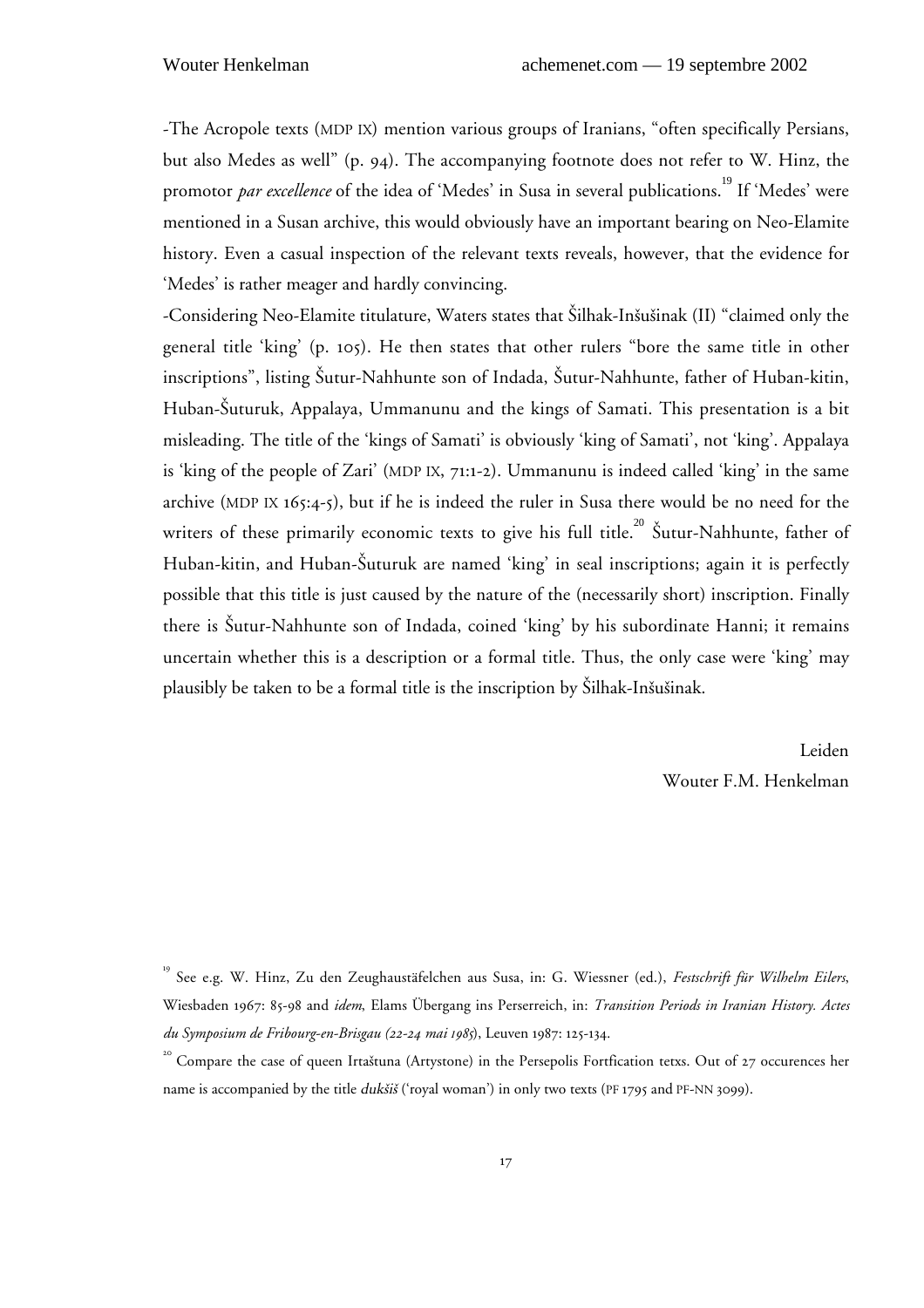-The Acropole texts (MDP IX) mention various groups of Iranians, "often specifically Persians, but also Medes as well" (p. 94). The accompanying footnote does not refer to W. Hinz, the promotor *par excellence* of the idea of 'Medes' in Susa in several publications.[19] If 'Medes' were mentioned in a Susan archive, this would obviously have an important bearing on Neo-Elamite history. Even a casual inspection of the relevant texts reveals, however, that the evidence for 'Medes' is rather meager and hardly convincing.

-Considering Neo-Elamite titulature, Waters states that Šilhak-Inšušinak (II) "claimed only the general title 'king' (p. 105). He then states that other rulers "bore the same title in other inscriptions", listing Šutur-Nahhunte son of Indada, Šutur-Nahhunte, father of Huban-kitin, Huban-Šuturuk, Appalaya, Ummanunu and the kings of Samati. This presentation is a bit misleading. The title of the 'kings of Samati' is obviously 'king of Samati', not 'king'. Appalaya is 'king of the people of Zari' (MDP IX, 71:1-2). Ummanunu is indeed called 'king' in the same archive (MDP IX 165:4-5), but if he is indeed the ruler in Susa there would be no need for the writers of these primarily economic texts to give his full title.[20] Šutur-Nahhunte, father of Huban-kitin, and Huban-Šuturuk are named 'king' in seal inscriptions; again it is perfectly possible that this title is just caused by the nature of the (necessarily short) inscription. Finally there is Šutur-Nahhunte son of Indada, coined 'king' by his subordinate Hanni; it remains uncertain whether this is a description or a formal title. Thus, the only case were 'king' may plausibly be taken to be a formal title is the inscription by Šilhak-Inšušinak.

Leiden

Wouter F.M. Henkelman

---

[19] See e.g. W. Hinz, Zu den Zeughaustäfelchen aus Susa, in: G. Wiessner (ed.), *Festschrift für Wilhelm Eilers*, Wiesbaden 1967: 85-98 and *idem*, Elams Übergang ins Perserreich, in: *Transition Periods in Iranian History. Actes du Symposium de Fribourg-en-Brisgau (22-24 mai 1985)*, Leuven 1987: 125-134.

[20] Compare the case of queen Irtaštuna (Artystone) in the Persepolis Fortfication tetxs. Out of 27 occurences her name is accompanied by the title *dukšiš* ('royal woman') in only two texts (PF 1795 and PF-NN 3099).